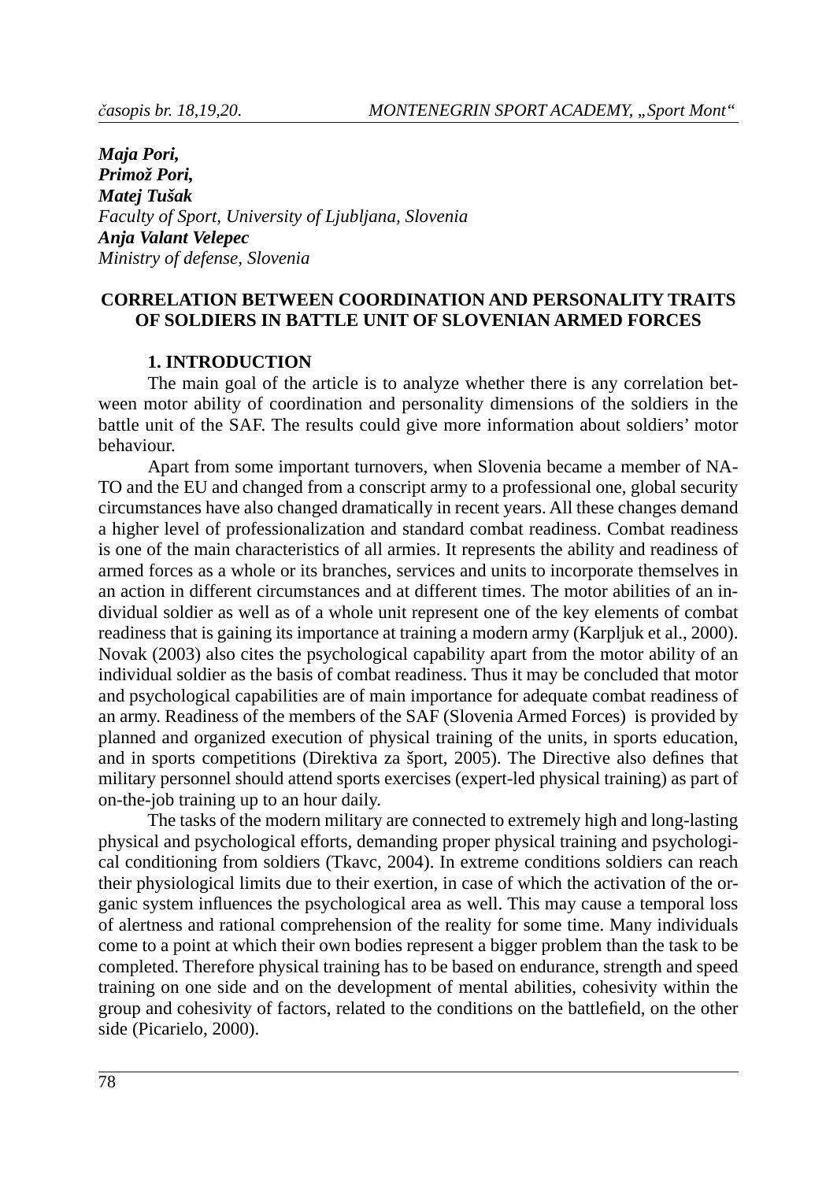*Maja Pori,*
*Primož Pori,*
*Matej Tušak*
*Faculty of Sport, University of Ljubljana, Slovenia*
*Anja Valant Velepec*
*Ministry of defense, Slovenia*

# CORRELATION BETWEEN COORDINATION AND PERSONALITY TRAITS OF SOLDIERS IN BATTLE UNIT OF SLOVENIAN ARMED FORCES

## 1. INTRODUCTION

The main goal of the article is to analyze whether there is any correlation between motor ability of coordination and personality dimensions of the soldiers in the battle unit of the SAF. The results could give more information about soldiers' motor behaviour.

Apart from some important turnovers, when Slovenia became a member of NATO and the EU and changed from a conscript army to a professional one, global security circumstances have also changed dramatically in recent years. All these changes demand a higher level of professionalization and standard combat readiness. Combat readiness is one of the main characteristics of all armies. It represents the ability and readiness of armed forces as a whole or its branches, services and units to incorporate themselves in an action in different circumstances and at different times. The motor abilities of an individual soldier as well as of a whole unit represent one of the key elements of combat readiness that is gaining its importance at training a modern army (Karpljuk et al., 2000). Novak (2003) also cites the psychological capability apart from the motor ability of an individual soldier as the basis of combat readiness. Thus it may be concluded that motor and psychological capabilities are of main importance for adequate combat readiness of an army. Readiness of the members of the SAF (Slovenia Armed Forces) is provided by planned and organized execution of physical training of the units, in sports education, and in sports competitions (Direktiva za šport, 2005). The Directive also defines that military personnel should attend sports exercises (expert-led physical training) as part of on-the-job training up to an hour daily.

The tasks of the modern military are connected to extremely high and long-lasting physical and psychological efforts, demanding proper physical training and psychological conditioning from soldiers (Tkavc, 2004). In extreme conditions soldiers can reach their physiological limits due to their exertion, in case of which the activation of the organic system influences the psychological area as well. This may cause a temporal loss of alertness and rational comprehension of the reality for some time. Many individuals come to a point at which their own bodies represent a bigger problem than the task to be completed. Therefore physical training has to be based on endurance, strength and speed training on one side and on the development of mental abilities, cohesivity within the group and cohesivity of factors, related to the conditions on the battlefield, on the other side (Picarielo, 2000).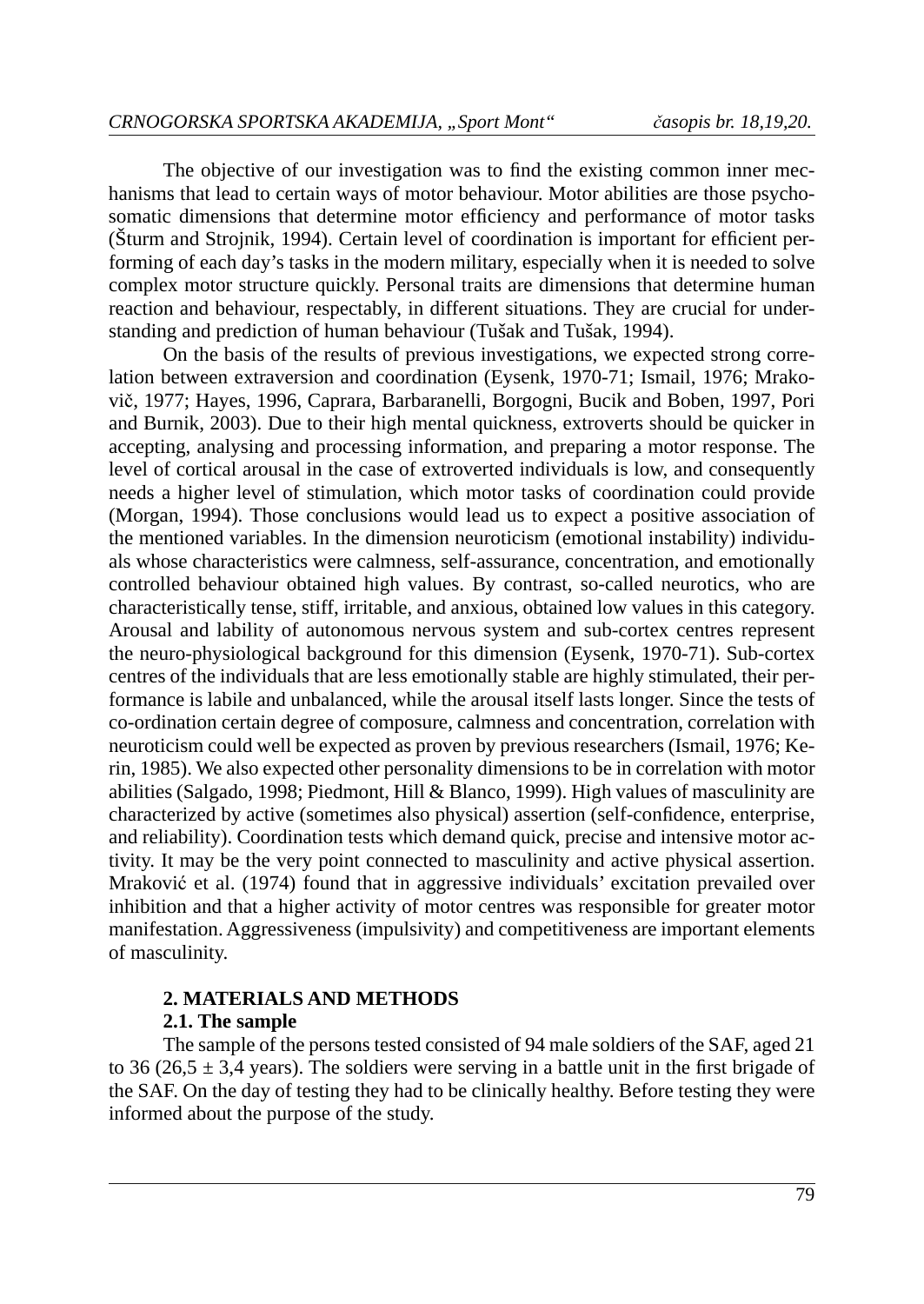The objective of our investigation was to find the existing common inner mechanisms that lead to certain ways of motor behaviour. Motor abilities are those psychosomatic dimensions that determine motor efficiency and performance of motor tasks (Šturm and Strojnik, 1994). Certain level of coordination is important for efficient performing of each day's tasks in the modern military, especially when it is needed to solve complex motor structure quickly. Personal traits are dimensions that determine human reaction and behaviour, respectably, in different situations. They are crucial for understanding and prediction of human behaviour (Tušak and Tušak, 1994).

On the basis of the results of previous investigations, we expected strong correlation between extraversion and coordination (Eysenk, 1970-71; Ismail, 1976; Mrakovič, 1977; Hayes, 1996, Caprara, Barbaranelli, Borgogni, Bucik and Boben, 1997, Pori and Burnik, 2003). Due to their high mental quickness, extroverts should be quicker in accepting, analysing and processing information, and preparing a motor response. The level of cortical arousal in the case of extroverted individuals is low, and consequently needs a higher level of stimulation, which motor tasks of coordination could provide (Morgan, 1994). Those conclusions would lead us to expect a positive association of the mentioned variables. In the dimension neuroticism (emotional instability) individuals whose characteristics were calmness, self-assurance, concentration, and emotionally controlled behaviour obtained high values. By contrast, so-called neurotics, who are characteristically tense, stiff, irritable, and anxious, obtained low values in this category. Arousal and lability of autonomous nervous system and sub-cortex centres represent the neuro-physiological background for this dimension (Eysenk, 1970-71). Sub-cortex centres of the individuals that are less emotionally stable are highly stimulated, their performance is labile and unbalanced, while the arousal itself lasts longer. Since the tests of co-ordination certain degree of composure, calmness and concentration, correlation with neuroticism could well be expected as proven by previous researchers (Ismail, 1976; Kerin, 1985). We also expected other personality dimensions to be in correlation with motor abilities (Salgado, 1998; Piedmont, Hill & Blanco, 1999). High values of masculinity are characterized by active (sometimes also physical) assertion (self-confidence, enterprise, and reliability). Coordination tests which demand quick, precise and intensive motor activity. It may be the very point connected to masculinity and active physical assertion. Mraković et al. (1974) found that in aggressive individuals' excitation prevailed over inhibition and that a higher activity of motor centres was responsible for greater motor manifestation. Aggressiveness (impulsivity) and competitiveness are important elements of masculinity.

## 2. MATERIALS AND METHODS

### 2.1. The sample

The sample of the persons tested consisted of 94 male soldiers of the SAF, aged 21 to 36 (26,5 ± 3,4 years). The soldiers were serving in a battle unit in the first brigade of the SAF. On the day of testing they had to be clinically healthy. Before testing they were informed about the purpose of the study.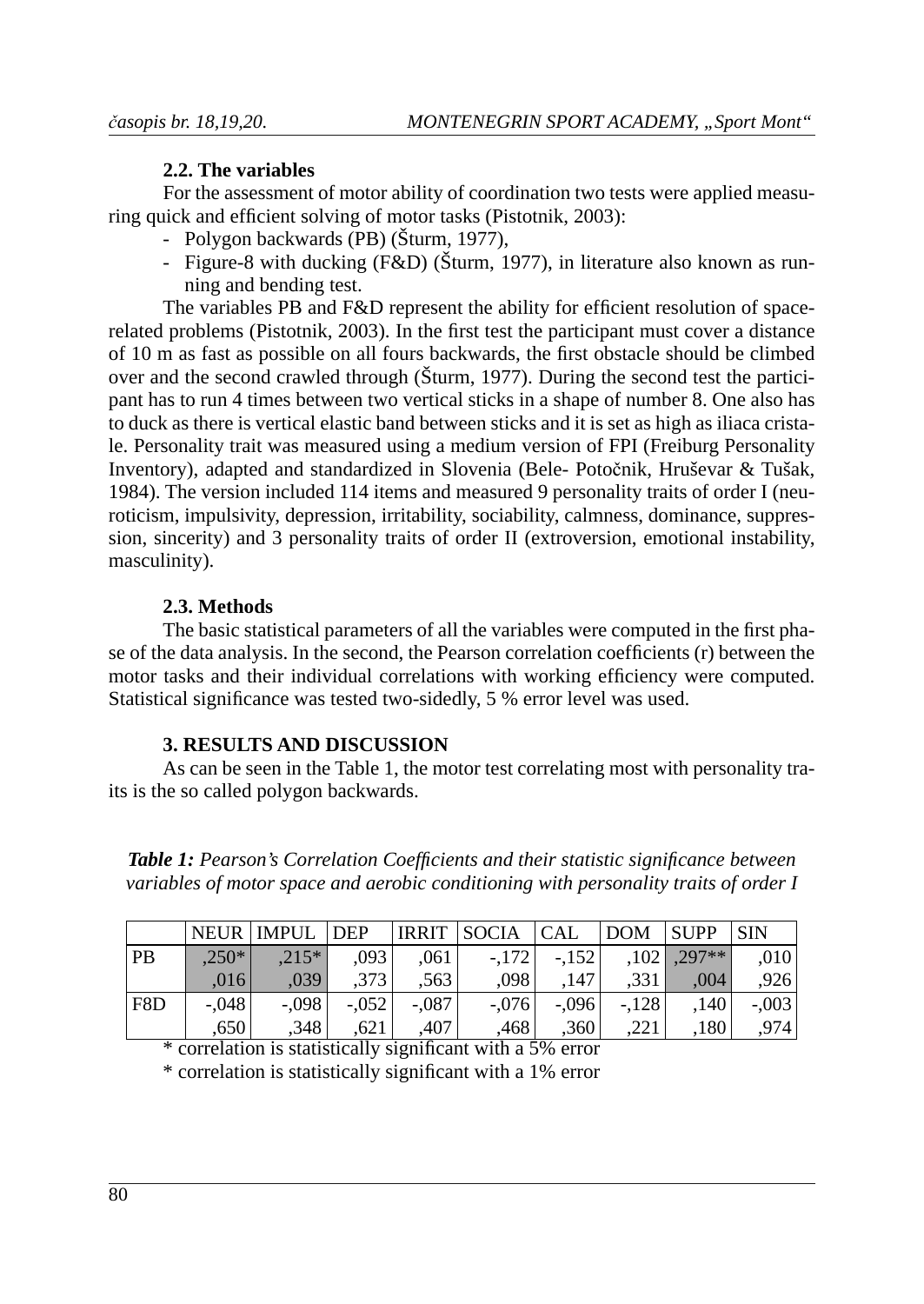### 2.2. The variables

For the assessment of motor ability of coordination two tests were applied measuring quick and efficient solving of motor tasks (Pistotnik, 2003):

- Polygon backwards (PB) (Šturm, 1977),
- Figure-8 with ducking (F&D) (Šturm, 1977), in literature also known as running and bending test.

The variables PB and F&D represent the ability for efficient resolution of space-related problems (Pistotnik, 2003). In the first test the participant must cover a distance of 10 m as fast as possible on all fours backwards, the first obstacle should be climbed over and the second crawled through (Šturm, 1977). During the second test the participant has to run 4 times between two vertical sticks in a shape of number 8. One also has to duck as there is vertical elastic band between sticks and it is set as high as iliaca cristale. Personality trait was measured using a medium version of FPI (Freiburg Personality Inventory), adapted and standardized in Slovenia (Bele- Potočnik, Hruševar & Tušak, 1984). The version included 114 items and measured 9 personality traits of order I (neuroticism, impulsivity, depression, irritability, sociability, calmness, dominance, suppression, sincerity) and 3 personality traits of order II (extroversion, emotional instability, masculinity).

### 2.3. Methods

The basic statistical parameters of all the variables were computed in the first phase of the data analysis. In the second, the Pearson correlation coefficients (r) between the motor tasks and their individual correlations with working efficiency were computed. Statistical significance was tested two-sidedly, 5 % error level was used.

## 3. RESULTS AND DISCUSSION

As can be seen in the Table 1, the motor test correlating most with personality traits is the so called polygon backwards.

***Table 1:*** *Pearson's Correlation Coefficients and their statistic significance between variables of motor space and aerobic conditioning with personality traits of order I*

| | NEUR | IMPUL | DEP | IRRIT | SOCIA | CAL | DOM | SUPP | SIN |
|---|---|---|---|---|---|---|---|---|---|
| PB | ,250* | ,215* | ,093 | ,061 | -,172 | -,152 | ,102 | ,297** | ,010 |
| | ,016 | ,039 | ,373 | ,563 | ,098 | ,147 | ,331 | ,004 | ,926 |
| F8D | -,048 | -,098 | -,052 | -,087 | -,076 | -,096 | -,128 | ,140 | -,003 |
| | ,650 | ,348 | ,621 | ,407 | ,468 | ,360 | ,221 | ,180 | ,974 |

\* correlation is statistically significant with a 5% error

\* correlation is statistically significant with a 1% error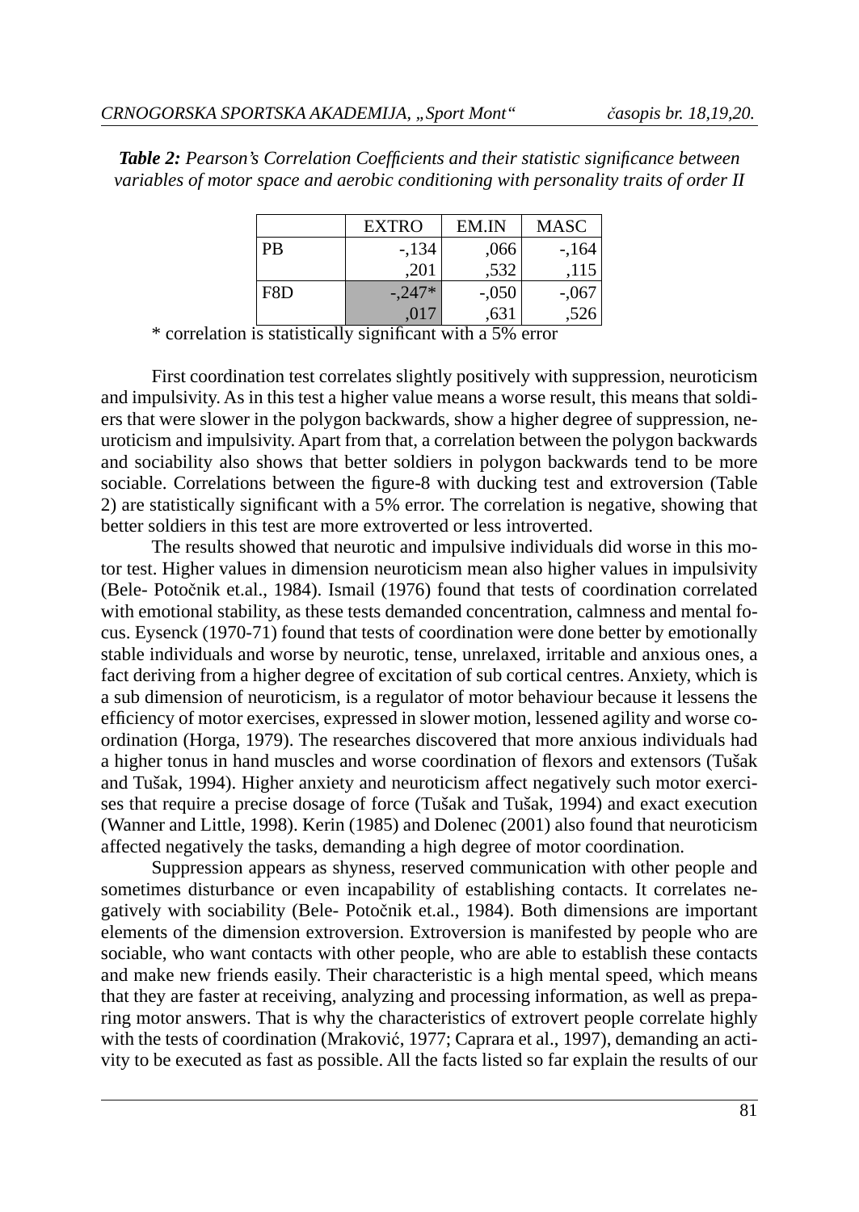***Table 2:*** *Pearson's Correlation Coefficients and their statistic significance between variables of motor space and aerobic conditioning with personality traits of order II*

| | EXTRO | EM.IN | MASC |
|---|---|---|---|
| PB | -,134 | ,066 | -,164 |
| | ,201 | ,532 | ,115 |
| F8D | -,247* | -,050 | -,067 |
| | ,017 | ,631 | ,526 |

\* correlation is statistically significant with a 5% error

First coordination test correlates slightly positively with suppression, neuroticism and impulsivity. As in this test a higher value means a worse result, this means that soldiers that were slower in the polygon backwards, show a higher degree of suppression, neuroticism and impulsivity. Apart from that, a correlation between the polygon backwards and sociability also shows that better soldiers in polygon backwards tend to be more sociable. Correlations between the figure-8 with ducking test and extroversion (Table 2) are statistically significant with a 5% error. The correlation is negative, showing that better soldiers in this test are more extroverted or less introverted.

The results showed that neurotic and impulsive individuals did worse in this motor test. Higher values in dimension neuroticism mean also higher values in impulsivity (Bele- Potočnik et.al., 1984). Ismail (1976) found that tests of coordination correlated with emotional stability, as these tests demanded concentration, calmness and mental focus. Eysenck (1970-71) found that tests of coordination were done better by emotionally stable individuals and worse by neurotic, tense, unrelaxed, irritable and anxious ones, a fact deriving from a higher degree of excitation of sub cortical centres. Anxiety, which is a sub dimension of neuroticism, is a regulator of motor behaviour because it lessens the efficiency of motor exercises, expressed in slower motion, lessened agility and worse coordination (Horga, 1979). The researches discovered that more anxious individuals had a higher tonus in hand muscles and worse coordination of flexors and extensors (Tušak and Tušak, 1994). Higher anxiety and neuroticism affect negatively such motor exercises that require a precise dosage of force (Tušak and Tušak, 1994) and exact execution (Wanner and Little, 1998). Kerin (1985) and Dolenec (2001) also found that neuroticism affected negatively the tasks, demanding a high degree of motor coordination.

Suppression appears as shyness, reserved communication with other people and sometimes disturbance or even incapability of establishing contacts. It correlates negatively with sociability (Bele- Potočnik et.al., 1984). Both dimensions are important elements of the dimension extroversion. Extroversion is manifested by people who are sociable, who want contacts with other people, who are able to establish these contacts and make new friends easily. Their characteristic is a high mental speed, which means that they are faster at receiving, analyzing and processing information, as well as preparing motor answers. That is why the characteristics of extrovert people correlate highly with the tests of coordination (Mraković, 1977; Caprara et al., 1997), demanding an activity to be executed as fast as possible. All the facts listed so far explain the results of our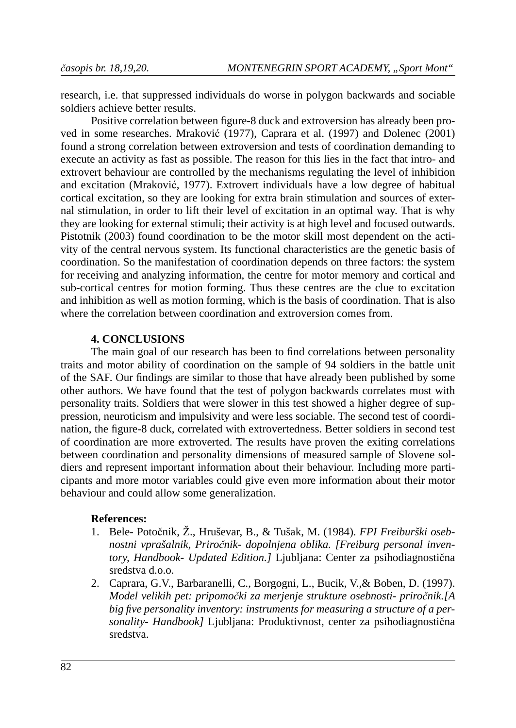research, i.e. that suppressed individuals do worse in polygon backwards and sociable soldiers achieve better results.

Positive correlation between figure-8 duck and extroversion has already been proved in some researches. Mraković (1977), Caprara et al. (1997) and Dolenec (2001) found a strong correlation between extroversion and tests of coordination demanding to execute an activity as fast as possible. The reason for this lies in the fact that intro- and extrovert behaviour are controlled by the mechanisms regulating the level of inhibition and excitation (Mraković, 1977). Extrovert individuals have a low degree of habitual cortical excitation, so they are looking for extra brain stimulation and sources of external stimulation, in order to lift their level of excitation in an optimal way. That is why they are looking for external stimuli; their activity is at high level and focused outwards. Pistotnik (2003) found coordination to be the motor skill most dependent on the activity of the central nervous system. Its functional characteristics are the genetic basis of coordination. So the manifestation of coordination depends on three factors: the system for receiving and analyzing information, the centre for motor memory and cortical and sub-cortical centres for motion forming. Thus these centres are the clue to excitation and inhibition as well as motion forming, which is the basis of coordination. That is also where the correlation between coordination and extroversion comes from.

## 4. CONCLUSIONS

The main goal of our research has been to find correlations between personality traits and motor ability of coordination on the sample of 94 soldiers in the battle unit of the SAF. Our findings are similar to those that have already been published by some other authors. We have found that the test of polygon backwards correlates most with personality traits. Soldiers that were slower in this test showed a higher degree of suppression, neuroticism and impulsivity and were less sociable. The second test of coordination, the figure-8 duck, correlated with extrovertedness. Better soldiers in second test of coordination are more extroverted. The results have proven the exiting correlations between coordination and personality dimensions of measured sample of Slovene soldiers and represent important information about their behaviour. Including more participants and more motor variables could give even more information about their motor behaviour and could allow some generalization.

**References:**

1. Bele- Potočnik, Ž., Hruševar, B., & Tušak, M. (1984). *FPI Freiburški osebnostni vprašalnik, Priročnik- dopolnjena oblika. [Freiburg personal inventory, Handbook- Updated Edition.]* Ljubljana: Center za psihodiagnostična sredstva d.o.o.
2. Caprara, G.V., Barbaranelli, C., Borgogni, L., Bucik, V.,& Boben, D. (1997). *Model velikih pet: pripomočki za merjenje strukture osebnosti- priročnik.[A big five personality inventory: instruments for measuring a structure of a personality- Handbook]* Ljubljana: Produktivnost, center za psihodiagnostična sredstva.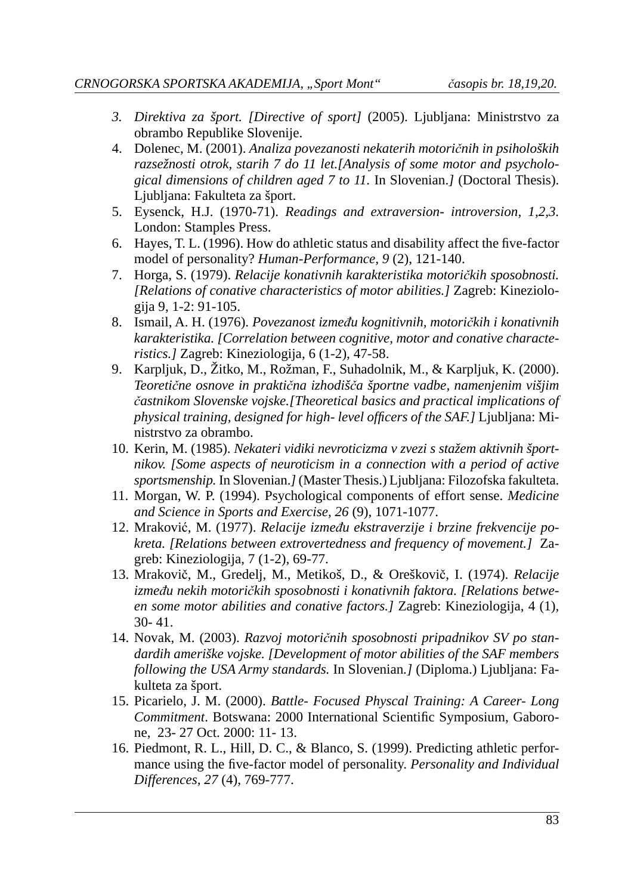3. *Direktiva za šport. [Directive of sport]* (2005). Ljubljana: Ministrstvo za obrambo Republike Slovenije.
4. Dolenec, M. (2001). *Analiza povezanosti nekaterih motoričnih in psiholoških razsežnosti otrok, starih 7 do 11 let.[Analysis of some motor and psychological dimensions of children aged 7 to 11.* In Slovenian.*]* (Doctoral Thesis). Ljubljana: Fakulteta za šport.
5. Eysenck, H.J. (1970-71). *Readings and extraversion- introversion, 1,2,3.* London: Stamples Press.
6. Hayes, T. L. (1996). How do athletic status and disability affect the five-factor model of personality? *Human-Performance, 9* (2), 121-140.
7. Horga, S. (1979). *Relacije konativnih karakteristika motoričkih sposobnosti. [Relations of conative characteristics of motor abilities.]* Zagreb: Kineziologija 9, 1-2: 91-105.
8. Ismail, A. H. (1976). *Povezanost između kognitivnih, motoričkih i konativnih karakteristika. [Correlation between cognitive, motor and conative characteristics.]* Zagreb: Kineziologija, 6 (1-2), 47-58.
9. Karpljuk, D., Žitko, M., Rožman, F., Suhadolnik, M., & Karpljuk, K. (2000). *Teoretične osnove in praktična izhodišča športne vadbe, namenjenim višjim častnikom Slovenske vojske.[Theoretical basics and practical implications of physical training, designed for high- level officers of the SAF.]* Ljubljana: Ministrstvo za obrambo.
10. Kerin, M. (1985). *Nekateri vidiki nevroticizma v zvezi s stažem aktivnih športnikov. [Some aspects of neuroticism in a connection with a period of active sportsmenship.* In Slovenian.*]* (Master Thesis.) Ljubljana: Filozofska fakulteta.
11. Morgan, W. P. (1994). Psychological components of effort sense. *Medicine and Science in Sports and Exercise, 26* (9), 1071-1077.
12. Mraković, M. (1977). *Relacije između ekstraverzije i brzine frekvencije pokreta. [Relations between extrovertedness and frequency of movement.]* Zagreb: Kineziologija, 7 (1-2), 69-77.
13. Mrakovič, M., Gredelj, M., Metikoš, D., & Oreškovič, I. (1974). *Relacije između nekih motoričkih sposobnosti i konativnih faktora. [Relations between some motor abilities and conative factors.]* Zagreb: Kineziologija, 4 (1), 30- 41.
14. Novak, M. (2003). *Razvoj motoričnih sposobnosti pripadnikov SV po standardih ameriške vojske. [Development of motor abilities of the SAF members following the USA Army standards.* In Slovenian.*]* (Diploma.) Ljubljana: Fakulteta za šport.
15. Picarielo, J. M. (2000). *Battle- Focused Physcal Training: A Career- Long Commitment*. Botswana: 2000 International Scientific Symposium, Gaborone, 23- 27 Oct. 2000: 11- 13.
16. Piedmont, R. L., Hill, D. C., & Blanco, S. (1999). Predicting athletic performance using the five-factor model of personality. *Personality and Individual Differences, 27* (4), 769-777.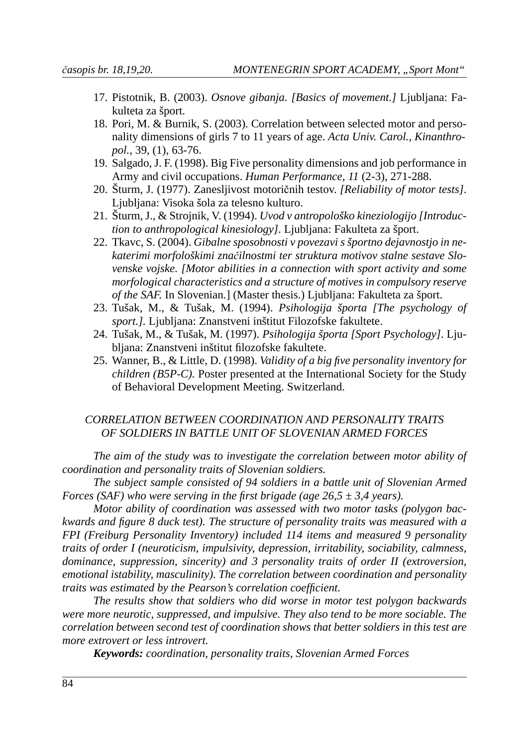17. Pistotnik, B. (2003). *Osnove gibanja. [Basics of movement.]* Ljubljana: Fakulteta za šport.
18. Pori, M. & Burnik, S. (2003). Correlation between selected motor and personality dimensions of girls 7 to 11 years of age. *Acta Univ. Carol., Kinanthropol.*, 39, (1), 63-76.
19. Salgado, J. F. (1998). Big Five personality dimensions and job performance in Army and civil occupations. *Human Performance, 11* (2-3), 271-288.
20. Šturm, J. (1977). Zanesljivost motoričnih testov. *[Reliability of motor tests]*. Ljubljana: Visoka šola za telesno kulturo.
21. Šturm, J., & Strojnik, V. (1994). *Uvod v antropološko kineziologijo [Introduction to anthropological kinesiology]*. Ljubljana: Fakulteta za šport.
22. Tkavc, S. (2004). *Gibalne sposobnosti v povezavi s športno dejavnostjo in nekaterimi morfološkimi značilnostmi ter struktura motivov stalne sestave Slovenske vojske. [Motor abilities in a connection with sport activity and some morfological characteristics and a structure of motives in compulsory reserve of the SAF.* In Slovenian.] (Master thesis.) Ljubljana: Fakulteta za šport.
23. Tušak, M., & Tušak, M. (1994). *Psihologija športa [The psychology of sport.]*. Ljubljana: Znanstveni inštitut Filozofske fakultete.
24. Tušak, M., & Tušak, M. (1997). *Psihologija športa [Sport Psychology]*. Ljubljana: Znanstveni inštitut filozofske fakultete.
25. Wanner, B., & Little, D. (1998). *Validity of a big five personality inventory for children (B5P-C).* Poster presented at the International Society for the Study of Behavioral Development Meeting. Switzerland.

## *CORRELATION BETWEEN COORDINATION AND PERSONALITY TRAITS OF SOLDIERS IN BATTLE UNIT OF SLOVENIAN ARMED FORCES*

*The aim of the study was to investigate the correlation between motor ability of coordination and personality traits of Slovenian soldiers.*

*The subject sample consisted of 94 soldiers in a battle unit of Slovenian Armed Forces (SAF) who were serving in the first brigade (age 26,5 ± 3,4 years).*

*Motor ability of coordination was assessed with two motor tasks (polygon backwards and figure 8 duck test). The structure of personality traits was measured with a FPI (Freiburg Personality Inventory) included 114 items and measured 9 personality traits of order I (neuroticism, impulsivity, depression, irritability, sociability, calmness, dominance, suppression, sincerity) and 3 personality traits of order II (extroversion, emotional istability, masculinity). The correlation between coordination and personality traits was estimated by the Pearson's correlation coefficient.*

*The results show that soldiers who did worse in motor test polygon backwards were more neurotic, suppressed, and impulsive. They also tend to be more sociable. The correlation between second test of coordination shows that better soldiers in this test are more extrovert or less introvert.*

***Keywords:*** *coordination, personality traits, Slovenian Armed Forces*